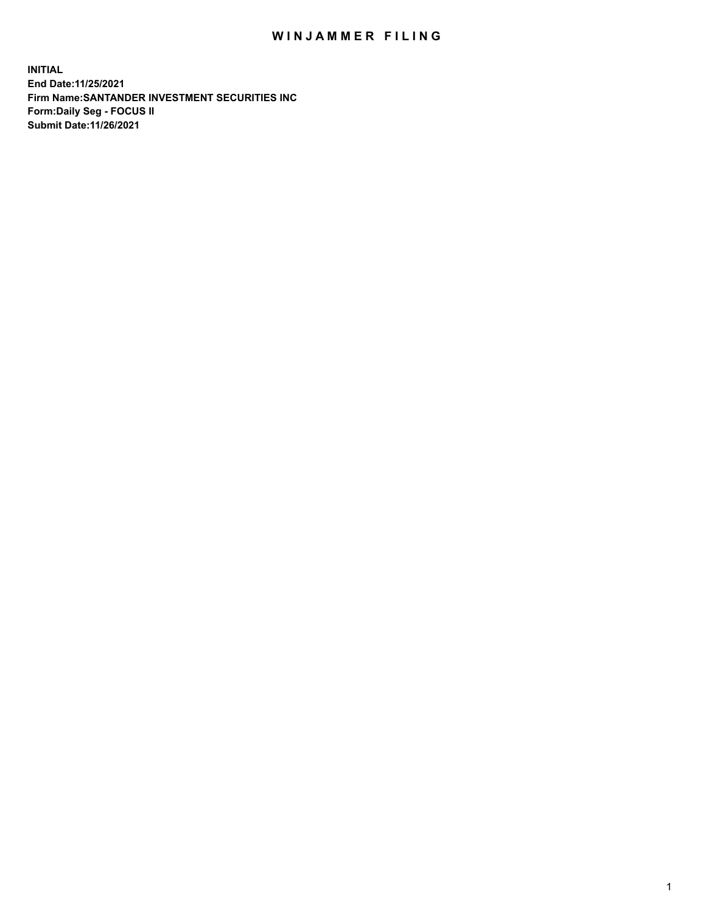# WINJAMMER FILING

**INITIAL**
**End Date:11/25/2021**
**Firm Name:SANTANDER INVESTMENT SECURITIES INC**
**Form:Daily Seg - FOCUS II**
**Submit Date:11/26/2021**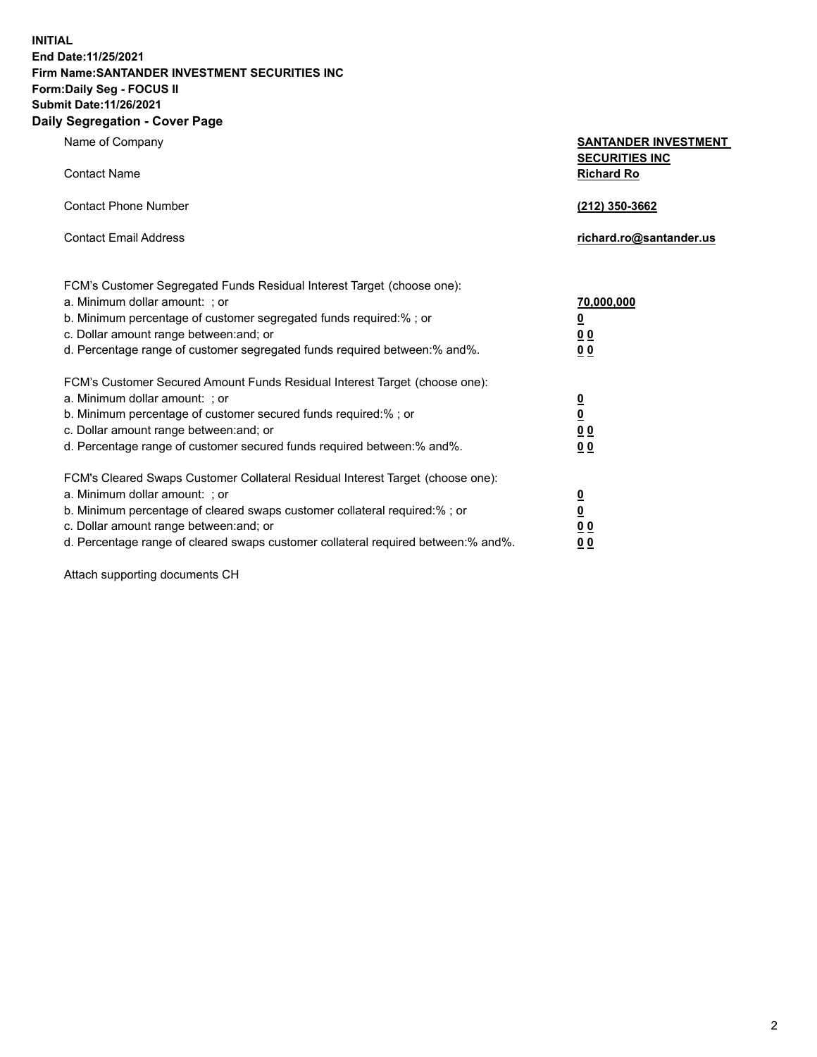**INITIAL**
**End Date:11/25/2021**
**Firm Name:SANTANDER INVESTMENT SECURITIES INC**
**Form:Daily Seg - FOCUS II**
**Submit Date:11/26/2021**

## Daily Segregation - Cover Page

| | |
|---|---|
| Name of Company | **SANTANDER INVESTMENT SECURITIES INC** |
| Contact Name | **Richard Ro** |
| Contact Phone Number | **(212) 350-3662** |
| Contact Email Address | **richard.ro@santander.us** |

| | |
|---|---|
| FCM's Customer Segregated Funds Residual Interest Target (choose one): | |
| a. Minimum dollar amount: ; or | **70,000,000** |
| b. Minimum percentage of customer segregated funds required:% ; or | **0** |
| c. Dollar amount range between:and; or | **0 0** |
| d. Percentage range of customer segregated funds required between:% and%. | **0 0** |
| FCM's Customer Secured Amount Funds Residual Interest Target (choose one): | |
| a. Minimum dollar amount: ; or | **0** |
| b. Minimum percentage of customer secured funds required:% ; or | **0** |
| c. Dollar amount range between:and; or | **0 0** |
| d. Percentage range of customer secured funds required between:% and%. | **0 0** |
| FCM's Cleared Swaps Customer Collateral Residual Interest Target (choose one): | |
| a. Minimum dollar amount: ; or | **0** |
| b. Minimum percentage of cleared swaps customer collateral required:% ; or | **0** |
| c. Dollar amount range between:and; or | **0 0** |
| d. Percentage range of cleared swaps customer collateral required between:% and%. | **0 0** |

Attach supporting documents CH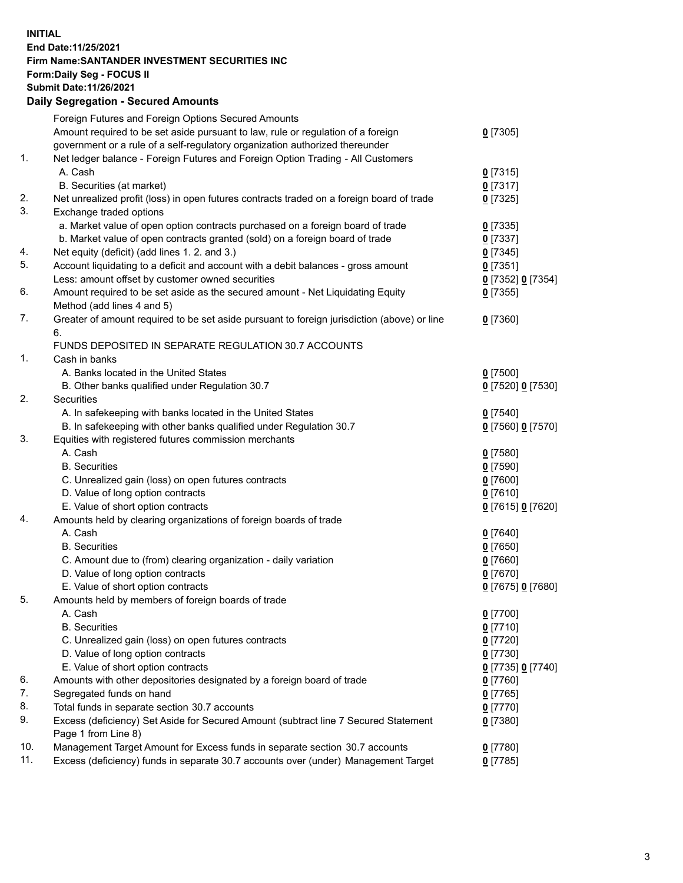**INITIAL**
**End Date:11/25/2021**
**Firm Name:SANTANDER INVESTMENT SECURITIES INC**
**Form:Daily Seg - FOCUS II**
**Submit Date:11/26/2021**

**Daily Segregation - Secured Amounts**

| | | |
|---|---|---|
| | Foreign Futures and Foreign Options Secured Amounts | |
| | Amount required to be set aside pursuant to law, rule or regulation of a foreign government or a rule of a self-regulatory organization authorized thereunder | 0 [7305] |
| 1. | Net ledger balance - Foreign Futures and Foreign Option Trading - All Customers | |
| | A. Cash | 0 [7315] |
| | B. Securities (at market) | 0 [7317] |
| 2. | Net unrealized profit (loss) in open futures contracts traded on a foreign board of trade | 0 [7325] |
| 3. | Exchange traded options | |
| | a. Market value of open option contracts purchased on a foreign board of trade | 0 [7335] |
| | b. Market value of open contracts granted (sold) on a foreign board of trade | 0 [7337] |
| 4. | Net equity (deficit) (add lines 1. 2. and 3.) | 0 [7345] |
| 5. | Account liquidating to a deficit and account with a debit balances - gross amount | 0 [7351] |
| | Less: amount offset by customer owned securities | 0 [7352] 0 [7354] |
| 6. | Amount required to be set aside as the secured amount - Net Liquidating Equity Method (add lines 4 and 5) | 0 [7355] |
| 7. | Greater of amount required to be set aside pursuant to foreign jurisdiction (above) or line 6. | 0 [7360] |
| | FUNDS DEPOSITED IN SEPARATE REGULATION 30.7 ACCOUNTS | |
| 1. | Cash in banks | |
| | A. Banks located in the United States | 0 [7500] |
| | B. Other banks qualified under Regulation 30.7 | 0 [7520] 0 [7530] |
| 2. | Securities | |
| | A. In safekeeping with banks located in the United States | 0 [7540] |
| | B. In safekeeping with other banks qualified under Regulation 30.7 | 0 [7560] 0 [7570] |
| 3. | Equities with registered futures commission merchants | |
| | A. Cash | 0 [7580] |
| | B. Securities | 0 [7590] |
| | C. Unrealized gain (loss) on open futures contracts | 0 [7600] |
| | D. Value of long option contracts | 0 [7610] |
| | E. Value of short option contracts | 0 [7615] 0 [7620] |
| 4. | Amounts held by clearing organizations of foreign boards of trade | |
| | A. Cash | 0 [7640] |
| | B. Securities | 0 [7650] |
| | C. Amount due to (from) clearing organization - daily variation | 0 [7660] |
| | D. Value of long option contracts | 0 [7670] |
| | E. Value of short option contracts | 0 [7675] 0 [7680] |
| 5. | Amounts held by members of foreign boards of trade | |
| | A. Cash | 0 [7700] |
| | B. Securities | 0 [7710] |
| | C. Unrealized gain (loss) on open futures contracts | 0 [7720] |
| | D. Value of long option contracts | 0 [7730] |
| | E. Value of short option contracts | 0 [7735] 0 [7740] |
| 6. | Amounts with other depositories designated by a foreign board of trade | 0 [7760] |
| 7. | Segregated funds on hand | 0 [7765] |
| 8. | Total funds in separate section 30.7 accounts | 0 [7770] |
| 9. | Excess (deficiency) Set Aside for Secured Amount (subtract line 7 Secured Statement Page 1 from Line 8) | 0 [7380] |
| 10. | Management Target Amount for Excess funds in separate section 30.7 accounts | 0 [7780] |
| 11. | Excess (deficiency) funds in separate 30.7 accounts over (under) Management Target | 0 [7785] |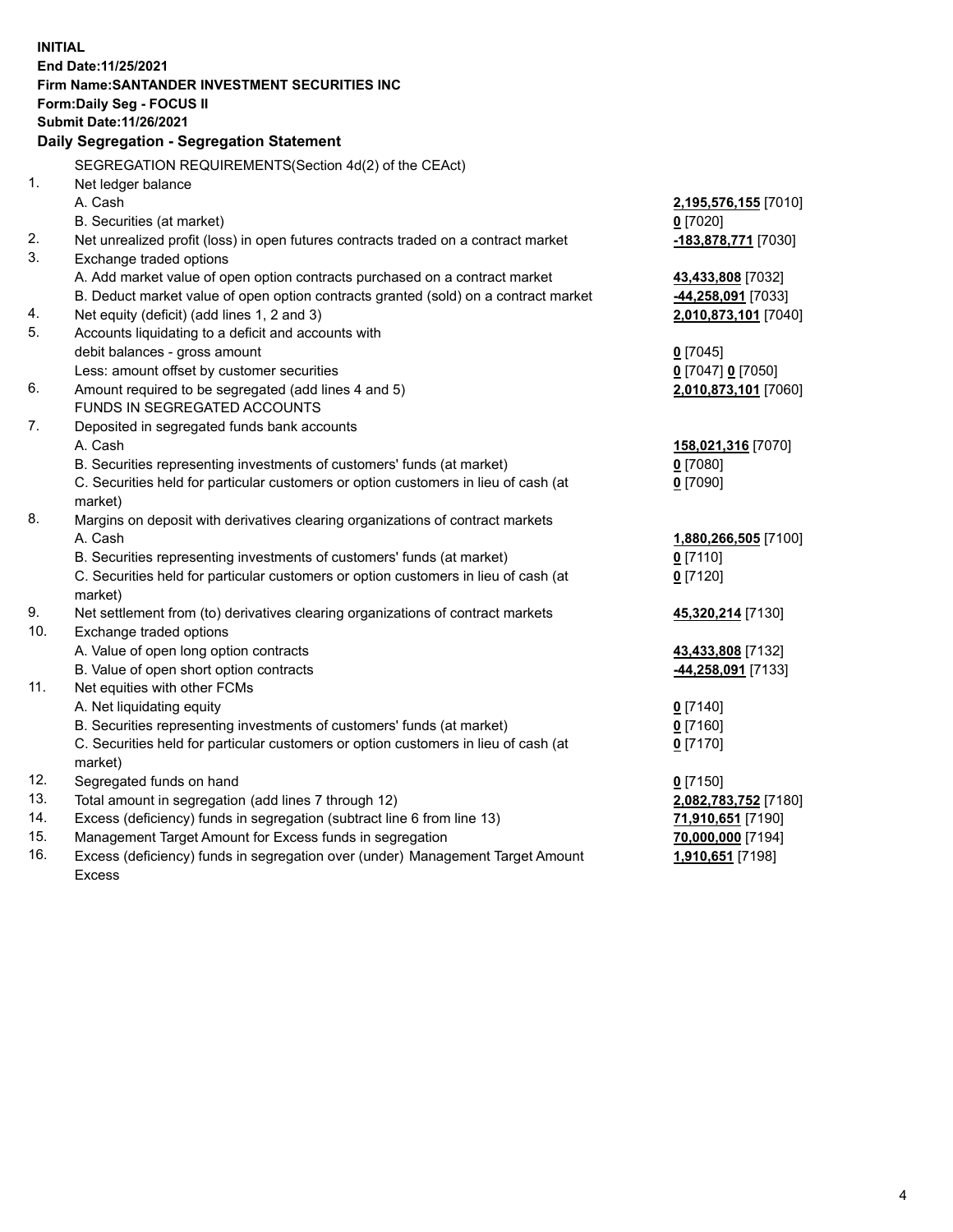**INITIAL**
**End Date:11/25/2021**
**Firm Name:SANTANDER INVESTMENT SECURITIES INC**
**Form:Daily Seg - FOCUS II**
**Submit Date:11/26/2021**

## Daily Segregation - Segregation Statement

| | | |
|---|---|---|
| | SEGREGATION REQUIREMENTS(Section 4d(2) of the CEAct) | |
| 1. | Net ledger balance | |
| | A. Cash | **2,195,576,155** [7010] |
| | B. Securities (at market) | **0** [7020] |
| 2. | Net unrealized profit (loss) in open futures contracts traded on a contract market | **-183,878,771** [7030] |
| 3. | Exchange traded options | |
| | A. Add market value of open option contracts purchased on a contract market | **43,433,808** [7032] |
| | B. Deduct market value of open option contracts granted (sold) on a contract market | **-44,258,091** [7033] |
| 4. | Net equity (deficit) (add lines 1, 2 and 3) | **2,010,873,101** [7040] |
| 5. | Accounts liquidating to a deficit and accounts with debit balances - gross amount | **0** [7045] |
| | Less: amount offset by customer securities | **0** [7047] **0** [7050] |
| 6. | Amount required to be segregated (add lines 4 and 5) | **2,010,873,101** [7060] |
| | FUNDS IN SEGREGATED ACCOUNTS | |
| 7. | Deposited in segregated funds bank accounts | |
| | A. Cash | **158,021,316** [7070] |
| | B. Securities representing investments of customers' funds (at market) | **0** [7080] |
| | C. Securities held for particular customers or option customers in lieu of cash (at market) | **0** [7090] |
| 8. | Margins on deposit with derivatives clearing organizations of contract markets | |
| | A. Cash | **1,880,266,505** [7100] |
| | B. Securities representing investments of customers' funds (at market) | **0** [7110] |
| | C. Securities held for particular customers or option customers in lieu of cash (at market) | **0** [7120] |
| 9. | Net settlement from (to) derivatives clearing organizations of contract markets | **45,320,214** [7130] |
| 10. | Exchange traded options | |
| | A. Value of open long option contracts | **43,433,808** [7132] |
| | B. Value of open short option contracts | **-44,258,091** [7133] |
| 11. | Net equities with other FCMs | |
| | A. Net liquidating equity | **0** [7140] |
| | B. Securities representing investments of customers' funds (at market) | **0** [7160] |
| | C. Securities held for particular customers or option customers in lieu of cash (at market) | **0** [7170] |
| 12. | Segregated funds on hand | **0** [7150] |
| 13. | Total amount in segregation (add lines 7 through 12) | **2,082,783,752** [7180] |
| 14. | Excess (deficiency) funds in segregation (subtract line 6 from line 13) | **71,910,651** [7190] |
| 15. | Management Target Amount for Excess funds in segregation | **70,000,000** [7194] |
| 16. | Excess (deficiency) funds in segregation over (under) Management Target Amount Excess | **1,910,651** [7198] |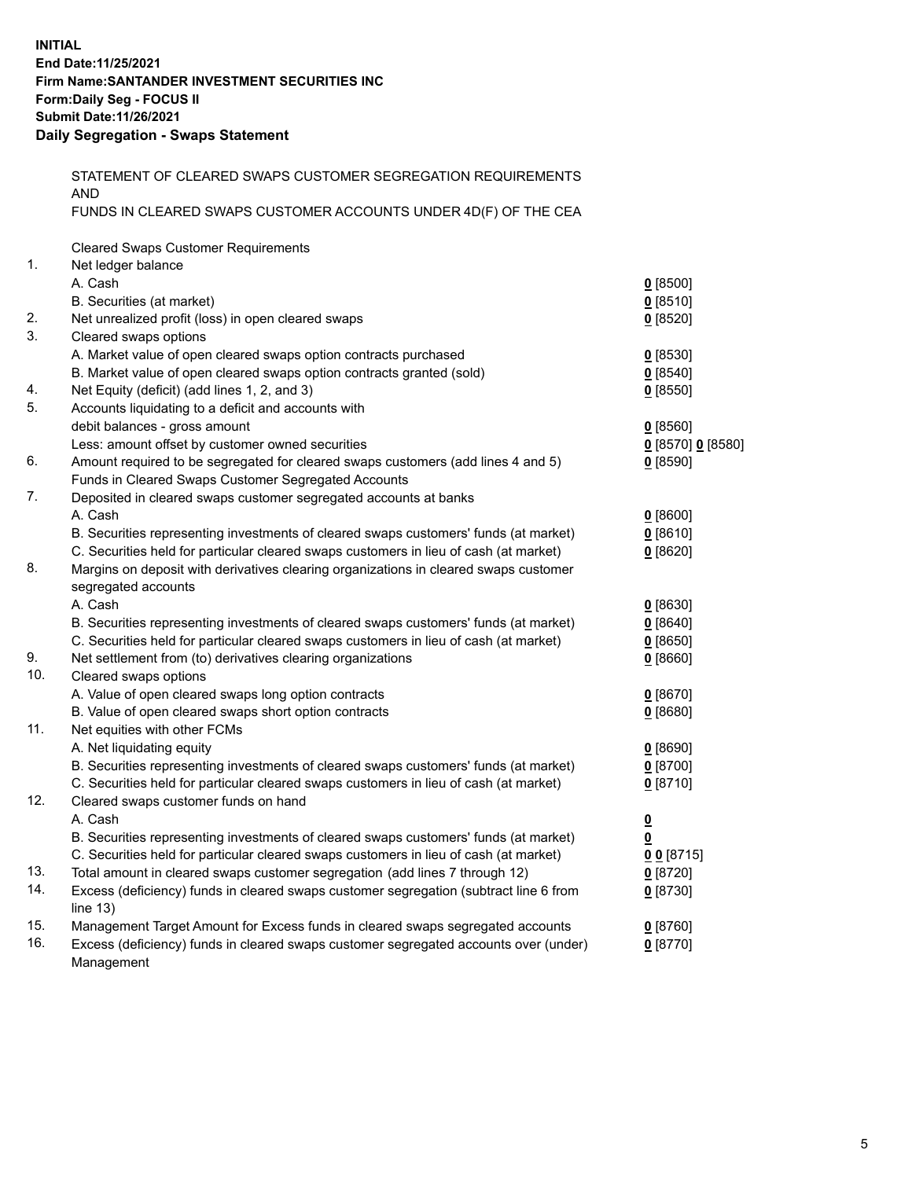**INITIAL**
**End Date:11/25/2021**
**Firm Name:SANTANDER INVESTMENT SECURITIES INC**
**Form:Daily Seg - FOCUS II**
**Submit Date:11/26/2021**
**Daily Segregation - Swaps Statement**

STATEMENT OF CLEARED SWAPS CUSTOMER SEGREGATION REQUIREMENTS
AND
FUNDS IN CLEARED SWAPS CUSTOMER ACCOUNTS UNDER 4D(F) OF THE CEA

| | | |
|---|---|---|
| | Cleared Swaps Customer Requirements | |
| 1. | Net ledger balance | |
| | A. Cash | 0 [8500] |
| | B. Securities (at market) | 0 [8510] |
| 2. | Net unrealized profit (loss) in open cleared swaps | 0 [8520] |
| 3. | Cleared swaps options | |
| | A. Market value of open cleared swaps option contracts purchased | 0 [8530] |
| | B. Market value of open cleared swaps option contracts granted (sold) | 0 [8540] |
| 4. | Net Equity (deficit) (add lines 1, 2, and 3) | 0 [8550] |
| 5. | Accounts liquidating to a deficit and accounts with | |
| | debit balances - gross amount | 0 [8560] |
| | Less: amount offset by customer owned securities | 0 [8570] 0 [8580] |
| 6. | Amount required to be segregated for cleared swaps customers (add lines 4 and 5) | 0 [8590] |
| | Funds in Cleared Swaps Customer Segregated Accounts | |
| 7. | Deposited in cleared swaps customer segregated accounts at banks | |
| | A. Cash | 0 [8600] |
| | B. Securities representing investments of cleared swaps customers' funds (at market) | 0 [8610] |
| | C. Securities held for particular cleared swaps customers in lieu of cash (at market) | 0 [8620] |
| 8. | Margins on deposit with derivatives clearing organizations in cleared swaps customer segregated accounts | |
| | A. Cash | 0 [8630] |
| | B. Securities representing investments of cleared swaps customers' funds (at market) | 0 [8640] |
| | C. Securities held for particular cleared swaps customers in lieu of cash (at market) | 0 [8650] |
| 9. | Net settlement from (to) derivatives clearing organizations | 0 [8660] |
| 10. | Cleared swaps options | |
| | A. Value of open cleared swaps long option contracts | 0 [8670] |
| | B. Value of open cleared swaps short option contracts | 0 [8680] |
| 11. | Net equities with other FCMs | |
| | A. Net liquidating equity | 0 [8690] |
| | B. Securities representing investments of cleared swaps customers' funds (at market) | 0 [8700] |
| | C. Securities held for particular cleared swaps customers in lieu of cash (at market) | 0 [8710] |
| 12. | Cleared swaps customer funds on hand | |
| | A. Cash | 0 |
| | B. Securities representing investments of cleared swaps customers' funds (at market) | 0 |
| | C. Securities held for particular cleared swaps customers in lieu of cash (at market) | 0 0 [8715] |
| 13. | Total amount in cleared swaps customer segregation (add lines 7 through 12) | 0 [8720] |
| 14. | Excess (deficiency) funds in cleared swaps customer segregation (subtract line 6 from line 13) | 0 [8730] |
| 15. | Management Target Amount for Excess funds in cleared swaps segregated accounts | 0 [8760] |
| 16. | Excess (deficiency) funds in cleared swaps customer segregated accounts over (under) Management | 0 [8770] |